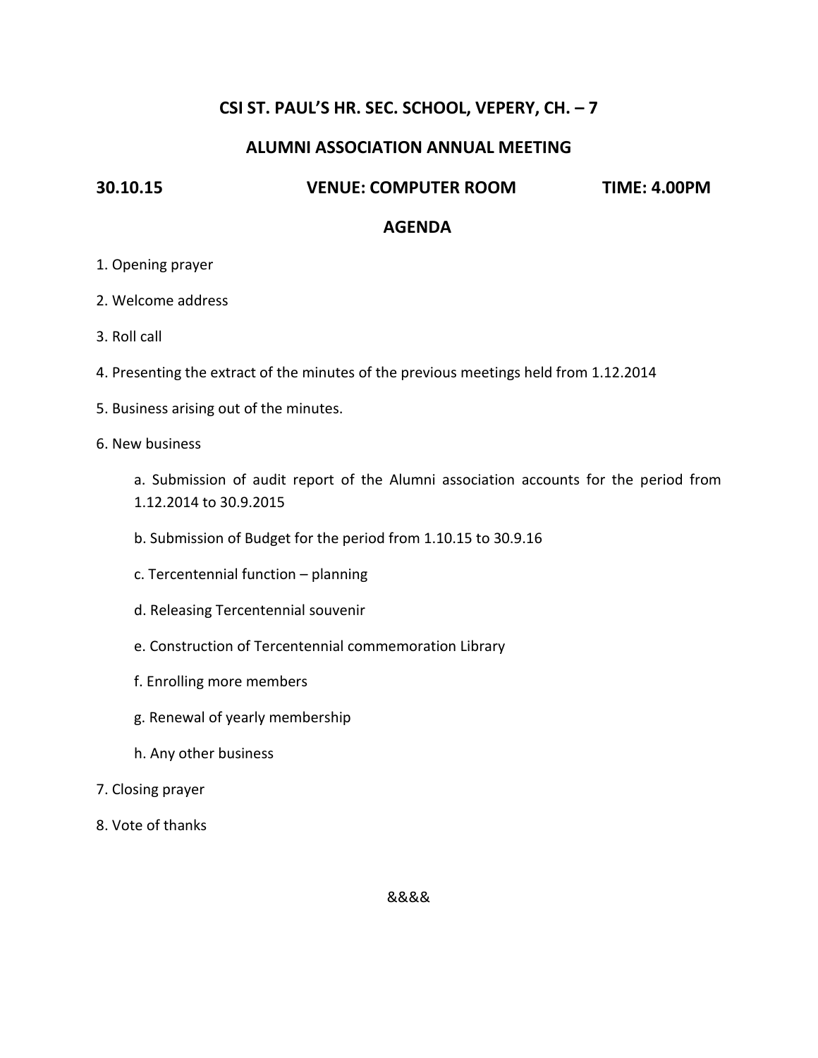# CSI ST. PAUL'S HR. SEC. SCHOOL, VEPERY, CH. – 7

## ALUMNI ASSOCIATION ANNUAL MEETING

**30.10.15 VENUE: COMPUTER ROOM TIME: 4.00PM**

## AGENDA

1. Opening prayer
2. Welcome address
3. Roll call
4. Presenting the extract of the minutes of the previous meetings held from 1.12.2014
5. Business arising out of the minutes.
6. New business

    a. Submission of audit report of the Alumni association accounts for the period from 1.12.2014 to 30.9.2015

    b. Submission of Budget for the period from 1.10.15 to 30.9.16

    c. Tercentennial function – planning

    d. Releasing Tercentennial souvenir

    e. Construction of Tercentennial commemoration Library

    f. Enrolling more members

    g. Renewal of yearly membership

    h. Any other business

7. Closing prayer
8. Vote of thanks

&&&&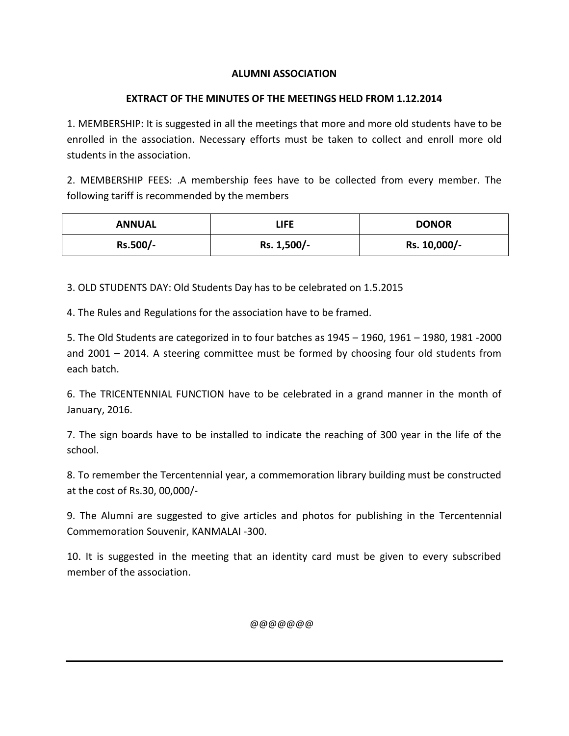**ALUMNI ASSOCIATION**

**EXTRACT OF THE MINUTES OF THE MEETINGS HELD FROM 1.12.2014**

1. MEMBERSHIP: It is suggested in all the meetings that more and more old students have to be enrolled in the association. Necessary efforts must be taken to collect and enroll more old students in the association.

2. MEMBERSHIP FEES: .A membership fees have to be collected from every member. The following tariff is recommended by the members

| ANNUAL | LIFE | DONOR |
|---|---|---|
| Rs.500/- | Rs. 1,500/- | Rs. 10,000/- |

3. OLD STUDENTS DAY: Old Students Day has to be celebrated on 1.5.2015

4. The Rules and Regulations for the association have to be framed.

5. The Old Students are categorized in to four batches as 1945 – 1960, 1961 – 1980, 1981 -2000 and 2001 – 2014. A steering committee must be formed by choosing four old students from each batch.

6. The TRICENTENNIAL FUNCTION have to be celebrated in a grand manner in the month of January, 2016.

7. The sign boards have to be installed to indicate the reaching of 300 year in the life of the school.

8. To remember the Tercentennial year, a commemoration library building must be constructed at the cost of Rs.30, 00,000/-

9. The Alumni are suggested to give articles and photos for publishing in the Tercentennial Commemoration Souvenir, KANMALAI -300.

10. It is suggested in the meeting that an identity card must be given to every subscribed member of the association.

@@@@@@@

---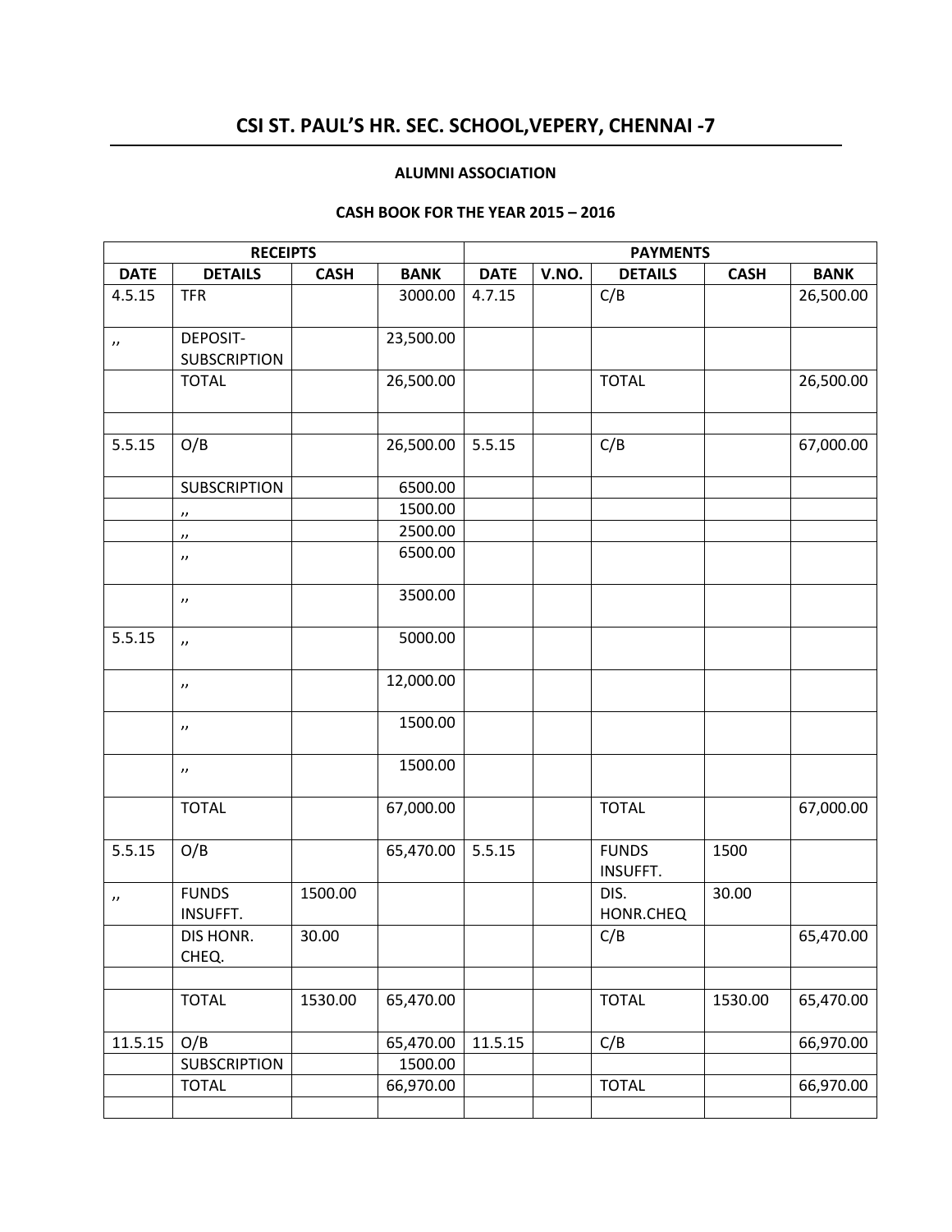## CSI ST. PAUL'S HR. SEC. SCHOOL,VEPERY, CHENNAI -7

**ALUMNI ASSOCIATION**

**CASH BOOK FOR THE YEAR 2015 – 2016**

| RECEIPTS | | | | PAYMENTS | | | | |
|---|---|---|---|---|---|---|---|---|
| DATE | DETAILS | CASH | BANK | DATE | V.NO. | DETAILS | CASH | BANK |
| 4.5.15 | TFR | | 3000.00 | 4.7.15 | | C/B | | 26,500.00 |
| ,, | DEPOSIT-SUBSCRIPTION | | 23,500.00 | | | | | |
| | TOTAL | | 26,500.00 | | | TOTAL | | 26,500.00 |
| | | | | | | | | |
| 5.5.15 | O/B | | 26,500.00 | 5.5.15 | | C/B | | 67,000.00 |
| | SUBSCRIPTION | | 6500.00 | | | | | |
| | ,, | | 1500.00 | | | | | |
| | ,, | | 2500.00 | | | | | |
| | ,, | | 6500.00 | | | | | |
| | ,, | | 3500.00 | | | | | |
| 5.5.15 | ,, | | 5000.00 | | | | | |
| | ,, | | 12,000.00 | | | | | |
| | ,, | | 1500.00 | | | | | |
| | ,, | | 1500.00 | | | | | |
| | TOTAL | | 67,000.00 | | | TOTAL | | 67,000.00 |
| 5.5.15 | O/B | | 65,470.00 | 5.5.15 | | FUNDS INSUFFT. | 1500 | |
| ,, | FUNDS INSUFFT. | 1500.00 | | | | DIS. HONR.CHEQ | 30.00 | |
| | DIS HONR. CHEQ. | 30.00 | | | | C/B | | 65,470.00 |
| | | | | | | | | |
| | TOTAL | 1530.00 | 65,470.00 | | | TOTAL | 1530.00 | 65,470.00 |
| 11.5.15 | O/B | | 65,470.00 | 11.5.15 | | C/B | | 66,970.00 |
| | SUBSCRIPTION | | 1500.00 | | | | | |
| | TOTAL | | 66,970.00 | | | TOTAL | | 66,970.00 |
| | | | | | | | | |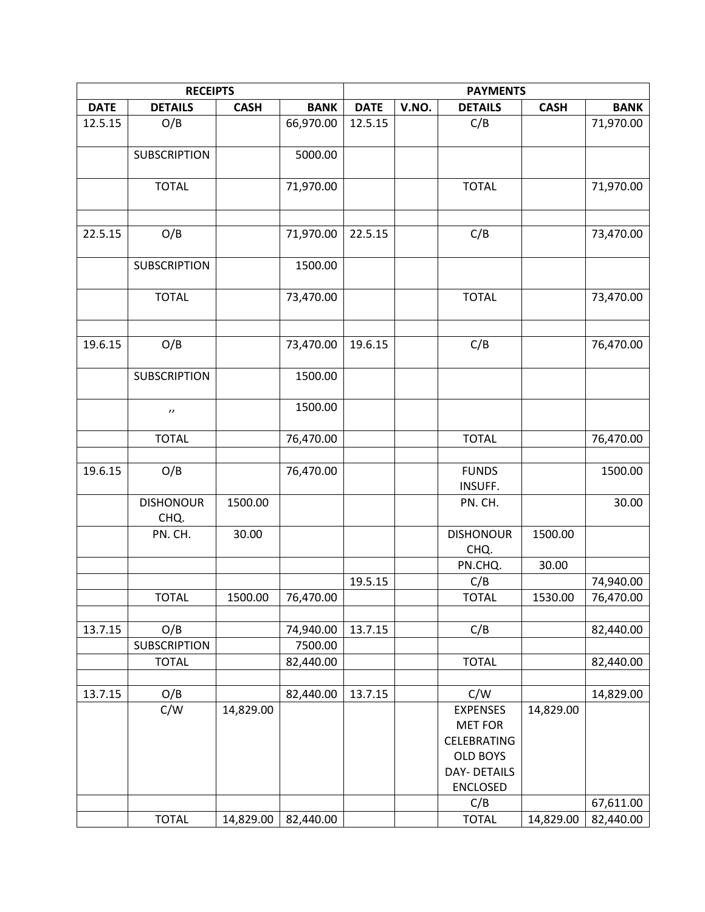| RECEIPTS | | | | PAYMENTS | | | | |
|---|---|---|---|---|---|---|---|---|
| DATE | DETAILS | CASH | BANK | DATE | V.NO. | DETAILS | CASH | BANK |
| 12.5.15 | O/B | | 66,970.00 | 12.5.15 | | C/B | | 71,970.00 |
| | SUBSCRIPTION | | 5000.00 | | | | | |
| | TOTAL | | 71,970.00 | | | TOTAL | | 71,970.00 |
| | | | | | | | | |
| 22.5.15 | O/B | | 71,970.00 | 22.5.15 | | C/B | | 73,470.00 |
| | SUBSCRIPTION | | 1500.00 | | | | | |
| | TOTAL | | 73,470.00 | | | TOTAL | | 73,470.00 |
| | | | | | | | | |
| 19.6.15 | O/B | | 73,470.00 | 19.6.15 | | C/B | | 76,470.00 |
| | SUBSCRIPTION | | 1500.00 | | | | | |
| | ,, | | 1500.00 | | | | | |
| | TOTAL | | 76,470.00 | | | TOTAL | | 76,470.00 |
| | | | | | | | | |
| 19.6.15 | O/B | | 76,470.00 | | | FUNDS INSUFF. | | 1500.00 |
| | DISHONOUR CHQ. | 1500.00 | | | | PN. CH. | | 30.00 |
| | PN. CH. | 30.00 | | | | DISHONOUR CHQ. | 1500.00 | |
| | | | | | | PN.CHQ. | 30.00 | |
| | | | | 19.5.15 | | C/B | | 74,940.00 |
| | TOTAL | 1500.00 | 76,470.00 | | | TOTAL | 1530.00 | 76,470.00 |
| | | | | | | | | |
| 13.7.15 | O/B | | 74,940.00 | 13.7.15 | | C/B | | 82,440.00 |
| | SUBSCRIPTION | | 7500.00 | | | | | |
| | TOTAL | | 82,440.00 | | | TOTAL | | 82,440.00 |
| | | | | | | | | |
| 13.7.15 | O/B | | 82,440.00 | 13.7.15 | | C/W | | 14,829.00 |
| | C/W | 14,829.00 | | | | EXPENSES MET FOR CELEBRATING OLD BOYS DAY- DETAILS ENCLOSED | 14,829.00 | |
| | | | | | | C/B | | 67,611.00 |
| | TOTAL | 14,829.00 | 82,440.00 | | | TOTAL | 14,829.00 | 82,440.00 |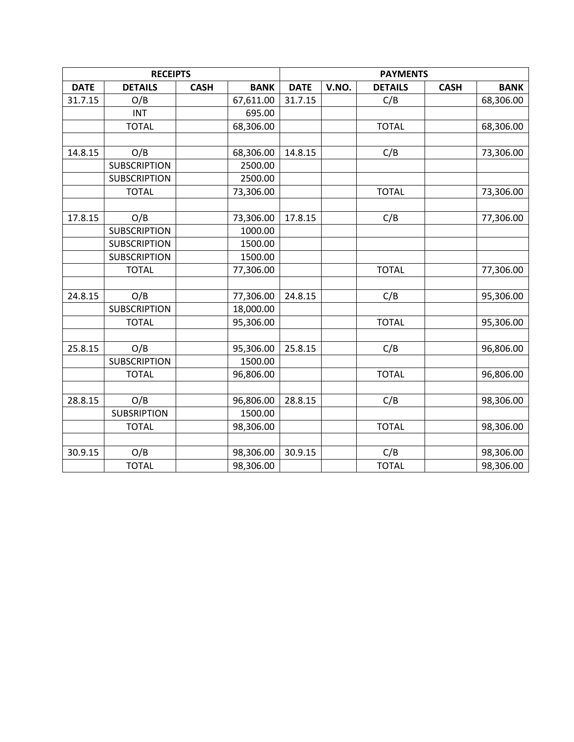| RECEIPTS | | | | PAYMENTS | | | | |
|---|---|---|---|---|---|---|---|---|
| DATE | DETAILS | CASH | BANK | DATE | V.NO. | DETAILS | CASH | BANK |
| 31.7.15 | O/B | | 67,611.00 | 31.7.15 | | C/B | | 68,306.00 |
| | INT | | 695.00 | | | | | |
| | TOTAL | | 68,306.00 | | | TOTAL | | 68,306.00 |
| | | | | | | | | |
| 14.8.15 | O/B | | 68,306.00 | 14.8.15 | | C/B | | 73,306.00 |
| | SUBSCRIPTION | | 2500.00 | | | | | |
| | SUBSCRIPTION | | 2500.00 | | | | | |
| | TOTAL | | 73,306.00 | | | TOTAL | | 73,306.00 |
| | | | | | | | | |
| 17.8.15 | O/B | | 73,306.00 | 17.8.15 | | C/B | | 77,306.00 |
| | SUBSCRIPTION | | 1000.00 | | | | | |
| | SUBSCRIPTION | | 1500.00 | | | | | |
| | SUBSCRIPTION | | 1500.00 | | | | | |
| | TOTAL | | 77,306.00 | | | TOTAL | | 77,306.00 |
| | | | | | | | | |
| 24.8.15 | O/B | | 77,306.00 | 24.8.15 | | C/B | | 95,306.00 |
| | SUBSCRIPTION | | 18,000.00 | | | | | |
| | TOTAL | | 95,306.00 | | | TOTAL | | 95,306.00 |
| | | | | | | | | |
| 25.8.15 | O/B | | 95,306.00 | 25.8.15 | | C/B | | 96,806.00 |
| | SUBSCRIPTION | | 1500.00 | | | | | |
| | TOTAL | | 96,806.00 | | | TOTAL | | 96,806.00 |
| | | | | | | | | |
| 28.8.15 | O/B | | 96,806.00 | 28.8.15 | | C/B | | 98,306.00 |
| | SUBSRIPTION | | 1500.00 | | | | | |
| | TOTAL | | 98,306.00 | | | TOTAL | | 98,306.00 |
| | | | | | | | | |
| 30.9.15 | O/B | | 98,306.00 | 30.9.15 | | C/B | | 98,306.00 |
| | TOTAL | | 98,306.00 | | | TOTAL | | 98,306.00 |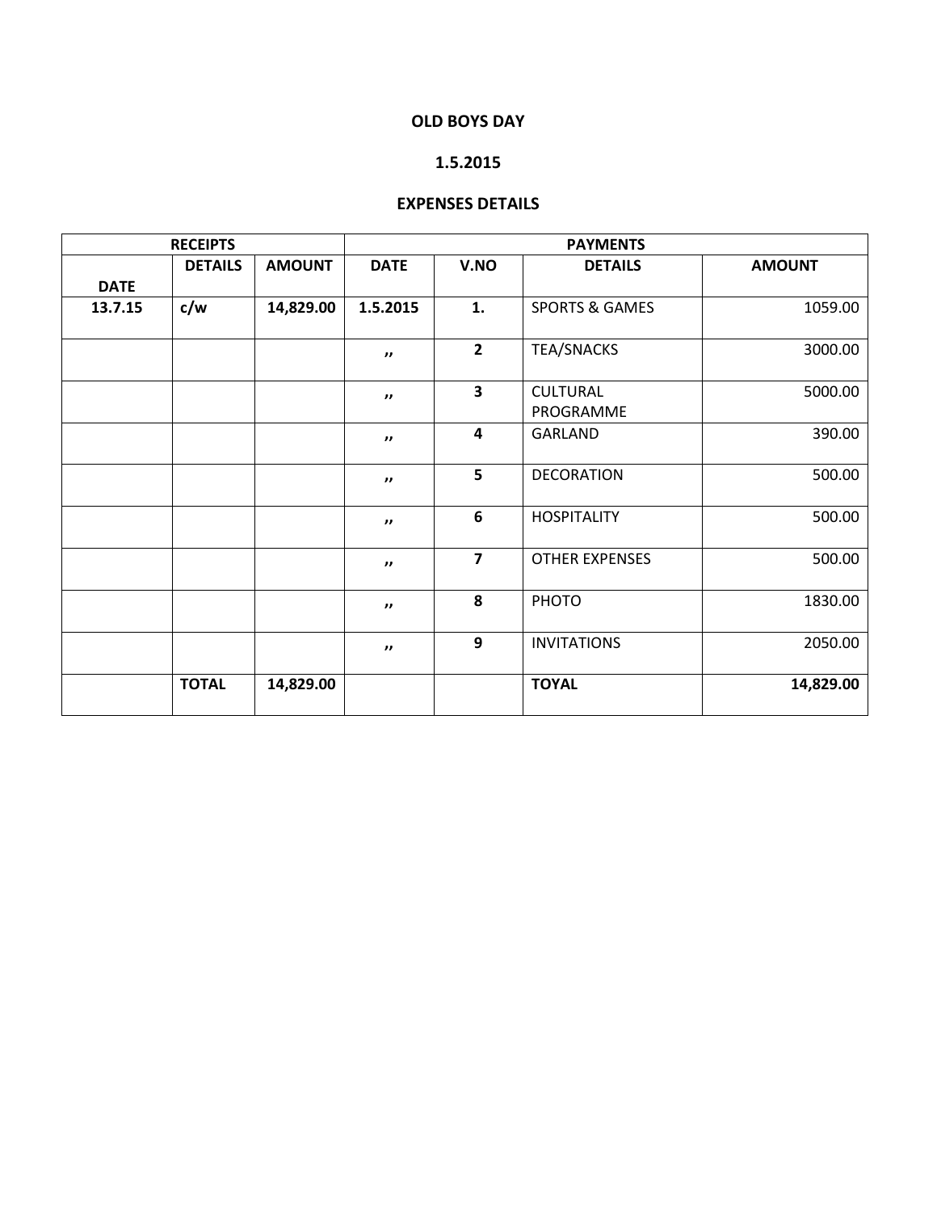**OLD BOYS DAY**

**1.5.2015**

**EXPENSES DETAILS**

| RECEIPTS | | | PAYMENTS | | | |
|---|---|---|---|---|---|---|
| **DATE** | **DETAILS** | **AMOUNT** | **DATE** | **V.NO** | **DETAILS** | **AMOUNT** |
| **13.7.15** | **c/w** | **14,829.00** | **1.5.2015** | **1.** | SPORTS & GAMES | 1059.00 |
| | | | ,, | **2** | TEA/SNACKS | 3000.00 |
| | | | ,, | **3** | CULTURAL PROGRAMME | 5000.00 |
| | | | ,, | **4** | GARLAND | 390.00 |
| | | | ,, | **5** | DECORATION | 500.00 |
| | | | ,, | **6** | HOSPITALITY | 500.00 |
| | | | ,, | **7** | OTHER EXPENSES | 500.00 |
| | | | ,, | **8** | PHOTO | 1830.00 |
| | | | ,, | **9** | INVITATIONS | 2050.00 |
| | **TOTAL** | **14,829.00** | | | **TOYAL** | **14,829.00** |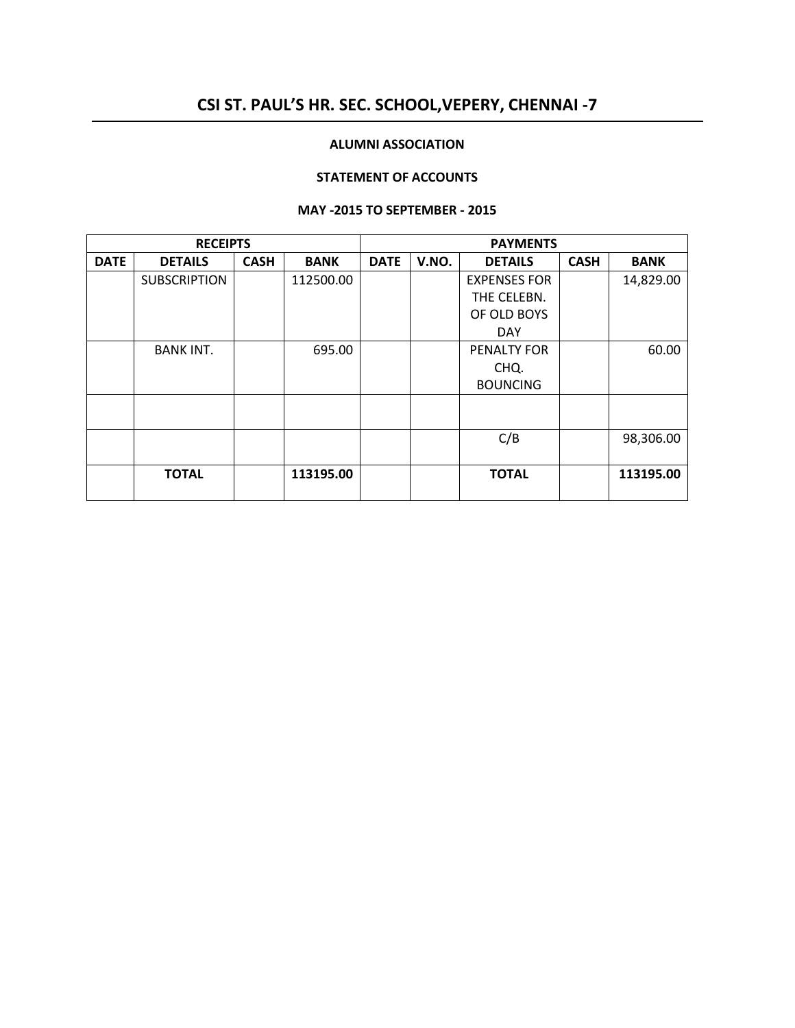# CSI ST. PAUL'S HR. SEC. SCHOOL,VEPERY, CHENNAI -7

**ALUMNI ASSOCIATION**

**STATEMENT OF ACCOUNTS**

**MAY -2015 TO SEPTEMBER - 2015**

| RECEIPTS | | | | PAYMENTS | | | | |
|---|---|---|---|---|---|---|---|---|
| **DATE** | **DETAILS** | **CASH** | **BANK** | **DATE** | **V.NO.** | **DETAILS** | **CASH** | **BANK** |
| | SUBSCRIPTION | | 112500.00 | | | EXPENSES FOR THE CELEBN. OF OLD BOYS DAY | | 14,829.00 |
| | BANK INT. | | 695.00 | | | PENALTY FOR CHQ. BOUNCING | | 60.00 |
| | | | | | | | | |
| | | | | | | C/B | | 98,306.00 |
| | **TOTAL** | | **113195.00** | | | **TOTAL** | | **113195.00** |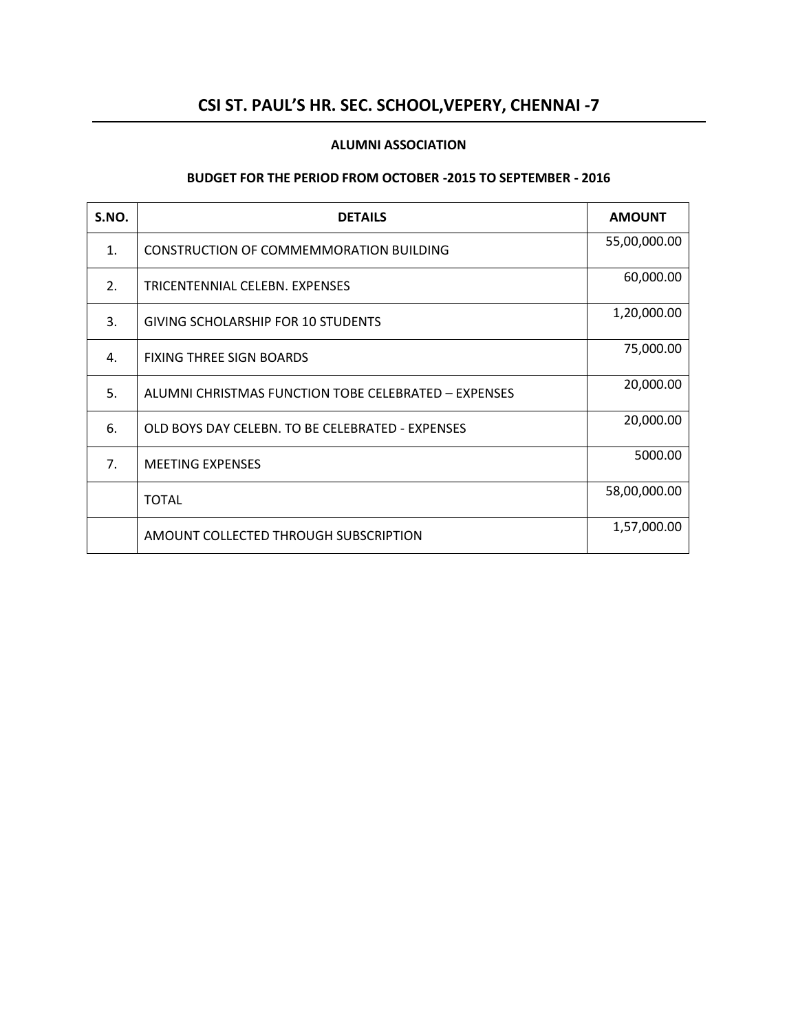# CSI ST. PAUL'S HR. SEC. SCHOOL,VEPERY, CHENNAI -7

### ALUMNI ASSOCIATION

### BUDGET FOR THE PERIOD FROM OCTOBER -2015 TO SEPTEMBER - 2016

| S.NO. | DETAILS | AMOUNT |
|---|---|---|
| 1. | CONSTRUCTION OF COMMEMMORATION BUILDING | 55,00,000.00 |
| 2. | TRICENTENNIAL CELEBN. EXPENSES | 60,000.00 |
| 3. | GIVING SCHOLARSHIP FOR 10 STUDENTS | 1,20,000.00 |
| 4. | FIXING THREE SIGN BOARDS | 75,000.00 |
| 5. | ALUMNI CHRISTMAS FUNCTION TOBE CELEBRATED – EXPENSES | 20,000.00 |
| 6. | OLD BOYS DAY CELEBN. TO BE CELEBRATED - EXPENSES | 20,000.00 |
| 7. | MEETING EXPENSES | 5000.00 |
| | TOTAL | 58,00,000.00 |
| | AMOUNT COLLECTED THROUGH SUBSCRIPTION | 1,57,000.00 |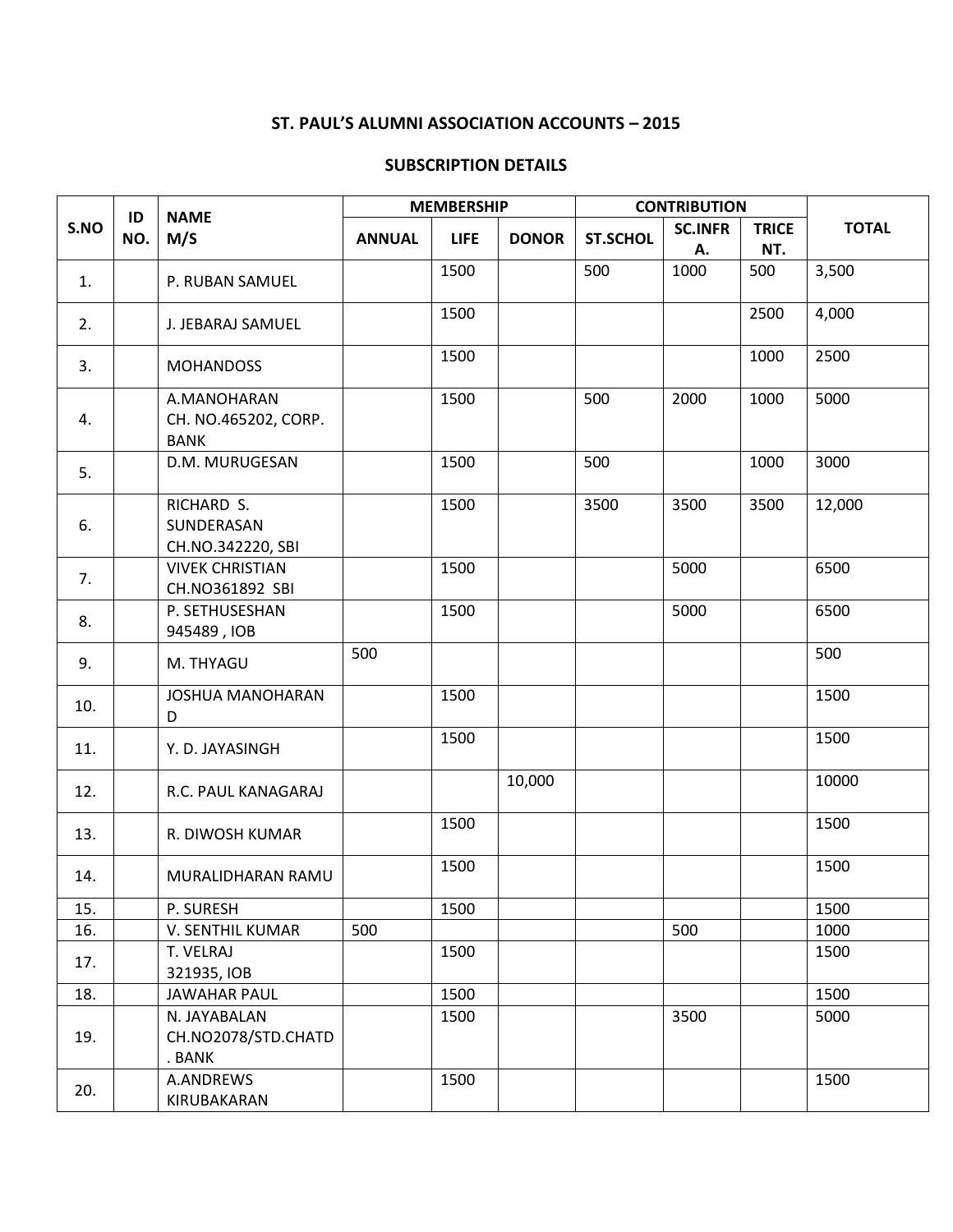## ST. PAUL'S ALUMNI ASSOCIATION ACCOUNTS – 2015

## SUBSCRIPTION DETAILS

| S.NO | ID NO. | NAME M/S | MEMBERSHIP | | | CONTRIBUTION | | | TOTAL |
|---|---|---|---|---|---|---|---|---|---|
| | | | ANNUAL | LIFE | DONOR | ST.SCHOL | SC.INFRA. | TRICENT. | |
| 1. | | P. RUBAN SAMUEL | | 1500 | | 500 | 1000 | 500 | 3,500 |
| 2. | | J. JEBARAJ SAMUEL | | 1500 | | | | 2500 | 4,000 |
| 3. | | MOHANDOSS | | 1500 | | | | 1000 | 2500 |
| 4. | | A.MANOHARAN CH. NO.465202, CORP. BANK | | 1500 | | 500 | 2000 | 1000 | 5000 |
| 5. | | D.M. MURUGESAN | | 1500 | | 500 | | 1000 | 3000 |
| 6. | | RICHARD S. SUNDERASAN CH.NO.342220, SBI | | 1500 | | 3500 | 3500 | 3500 | 12,000 |
| 7. | | VIVEK CHRISTIAN CH.NO361892 SBI | | 1500 | | | 5000 | | 6500 |
| 8. | | P. SETHUSESHAN 945489 , IOB | | 1500 | | | 5000 | | 6500 |
| 9. | | M. THYAGU | 500 | | | | | | 500 |
| 10. | | JOSHUA MANOHARAN D | | 1500 | | | | | 1500 |
| 11. | | Y. D. JAYASINGH | | 1500 | | | | | 1500 |
| 12. | | R.C. PAUL KANAGARAJ | | | 10,000 | | | | 10000 |
| 13. | | R. DIWOSH KUMAR | | 1500 | | | | | 1500 |
| 14. | | MURALIDHARAN RAMU | | 1500 | | | | | 1500 |
| 15. | | P. SURESH | | 1500 | | | | | 1500 |
| 16. | | V. SENTHIL KUMAR | 500 | | | | 500 | | 1000 |
| 17. | | T. VELRAJ 321935, IOB | | 1500 | | | | | 1500 |
| 18. | | JAWAHAR PAUL | | 1500 | | | | | 1500 |
| 19. | | N. JAYABALAN CH.NO2078/STD.CHATD. BANK | | 1500 | | | 3500 | | 5000 |
| 20. | | A.ANDREWS KIRUBAKARAN | | 1500 | | | | | 1500 |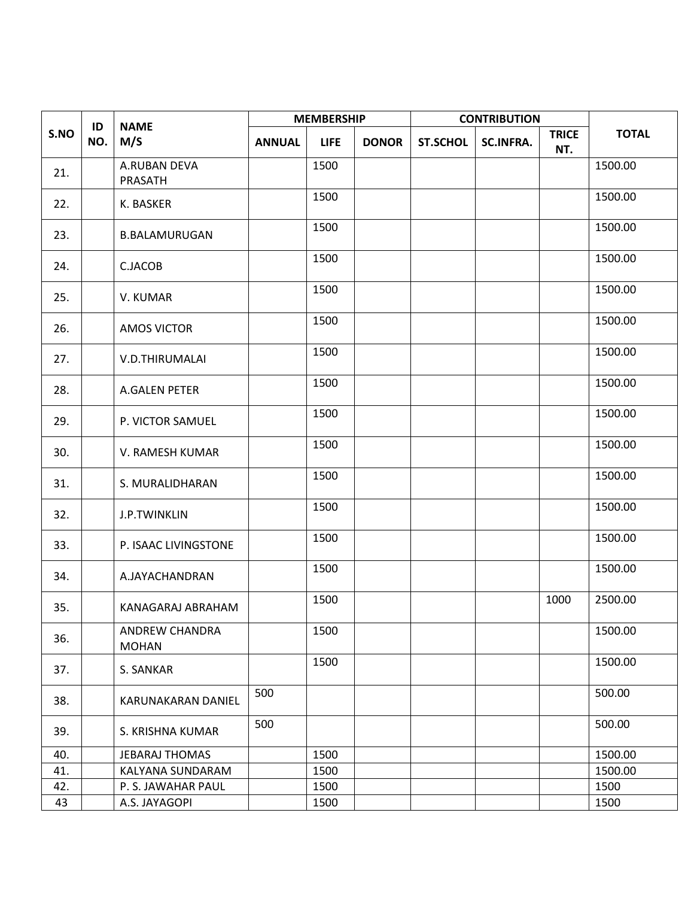| S.NO | ID NO. | NAME M/S | MEMBERSHIP | | | CONTRIBUTION | | | TOTAL |
|---|---|---|---|---|---|---|---|---|---|
| | | | ANNUAL | LIFE | DONOR | ST.SCHOL | SC.INFRA. | TRICE NT. | |
| 21. | | A.RUBAN DEVA PRASATH | | 1500 | | | | | 1500.00 |
| 22. | | K. BASKER | | 1500 | | | | | 1500.00 |
| 23. | | B.BALAMURUGAN | | 1500 | | | | | 1500.00 |
| 24. | | C.JACOB | | 1500 | | | | | 1500.00 |
| 25. | | V. KUMAR | | 1500 | | | | | 1500.00 |
| 26. | | AMOS VICTOR | | 1500 | | | | | 1500.00 |
| 27. | | V.D.THIRUMALAI | | 1500 | | | | | 1500.00 |
| 28. | | A.GALEN PETER | | 1500 | | | | | 1500.00 |
| 29. | | P. VICTOR SAMUEL | | 1500 | | | | | 1500.00 |
| 30. | | V. RAMESH KUMAR | | 1500 | | | | | 1500.00 |
| 31. | | S. MURALIDHARAN | | 1500 | | | | | 1500.00 |
| 32. | | J.P.TWINKLIN | | 1500 | | | | | 1500.00 |
| 33. | | P. ISAAC LIVINGSTONE | | 1500 | | | | | 1500.00 |
| 34. | | A.JAYACHANDRAN | | 1500 | | | | | 1500.00 |
| 35. | | KANAGARAJ ABRAHAM | | 1500 | | | | 1000 | 2500.00 |
| 36. | | ANDREW CHANDRA MOHAN | | 1500 | | | | | 1500.00 |
| 37. | | S. SANKAR | | 1500 | | | | | 1500.00 |
| 38. | | KARUNAKARAN DANIEL | 500 | | | | | | 500.00 |
| 39. | | S. KRISHNA KUMAR | 500 | | | | | | 500.00 |
| 40. | | JEBARAJ THOMAS | | 1500 | | | | | 1500.00 |
| 41. | | KALYANA SUNDARAM | | 1500 | | | | | 1500.00 |
| 42. | | P. S. JAWAHAR PAUL | | 1500 | | | | | 1500 |
| 43 | | A.S. JAYAGOPI | | 1500 | | | | | 1500 |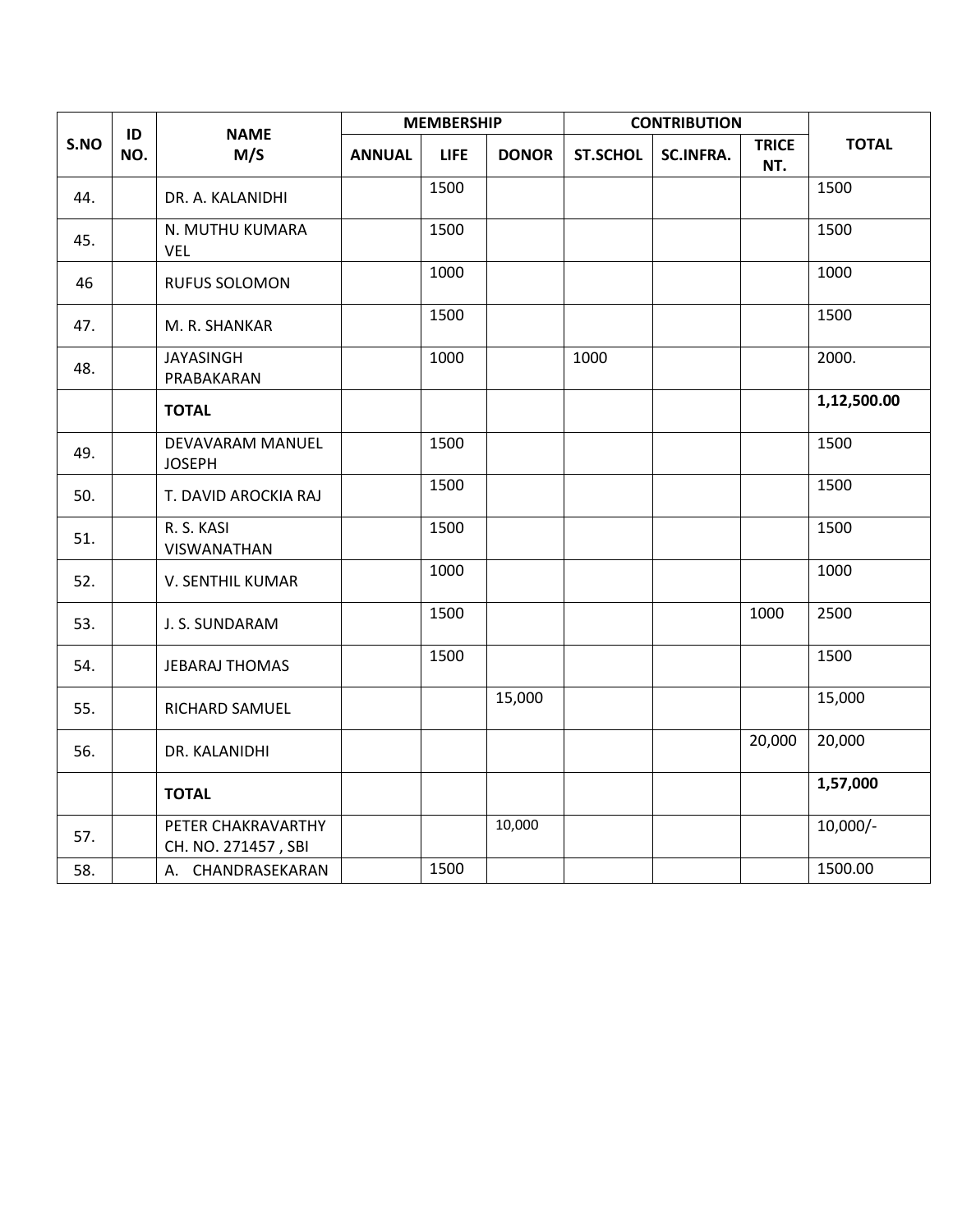| S.NO | ID NO. | NAME M/S | MEMBERSHIP | | | CONTRIBUTION | | | TOTAL |
|---|---|---|---|---|---|---|---|---|---|
| | | | ANNUAL | LIFE | DONOR | ST.SCHOL | SC.INFRA. | TRICE NT. | |
| 44. | | DR. A. KALANIDHI | | 1500 | | | | | 1500 |
| 45. | | N. MUTHU KUMARA VEL | | 1500 | | | | | 1500 |
| 46 | | RUFUS SOLOMON | | 1000 | | | | | 1000 |
| 47. | | M. R. SHANKAR | | 1500 | | | | | 1500 |
| 48. | | JAYASINGH PRABAKARAN | | 1000 | | 1000 | | | 2000. |
| | | **TOTAL** | | | | | | | **1,12,500.00** |
| 49. | | DEVAVARAM MANUEL JOSEPH | | 1500 | | | | | 1500 |
| 50. | | T. DAVID AROCKIA RAJ | | 1500 | | | | | 1500 |
| 51. | | R. S. KASI VISWANATHAN | | 1500 | | | | | 1500 |
| 52. | | V. SENTHIL KUMAR | | 1000 | | | | | 1000 |
| 53. | | J. S. SUNDARAM | | 1500 | | | | 1000 | 2500 |
| 54. | | JEBARAJ THOMAS | | 1500 | | | | | 1500 |
| 55. | | RICHARD SAMUEL | | | 15,000 | | | | 15,000 |
| 56. | | DR. KALANIDHI | | | | | | 20,000 | 20,000 |
| | | **TOTAL** | | | | | | | **1,57,000** |
| 57. | | PETER CHAKRAVARTHY CH. NO. 271457 , SBI | | | 10,000 | | | | 10,000/- |
| 58. | | A. CHANDRASEKARAN | | 1500 | | | | | 1500.00 |